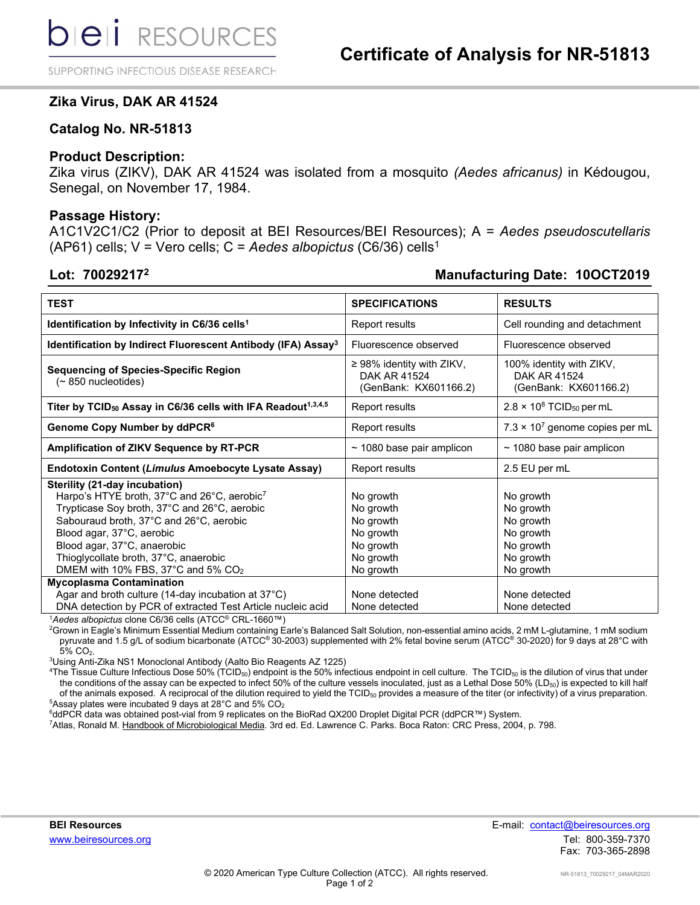# Certificate of Analysis for NR-51813

bei RESOURCES

SUPPORTING INFECTIOUS DISEASE RESEARCH

## Zika Virus, DAK AR 41524

## Catalog No. NR-51813

### Product Description:

Zika virus (ZIKV), DAK AR 41524 was isolated from a mosquito *(Aedes africanus)* in Kédougou, Senegal, on November 17, 1984.

### Passage History:

A1C1V2C1/C2 (Prior to deposit at BEI Resources/BEI Resources); A = *Aedes pseudoscutellaris* (AP61) cells; V = Vero cells; C = *Aedes albopictus* (C6/36) cells[1]

**Lot: 70029217[2]** **Manufacturing Date: 10OCT2019**

| TEST | SPECIFICATIONS | RESULTS |
|---|---|---|
| **Identification by Infectivity in C6/36 cells[1]** | Report results | Cell rounding and detachment |
| **Identification by Indirect Fluorescent Antibody (IFA) Assay[3]** | Fluorescence observed | Fluorescence observed |
| **Sequencing of Species-Specific Region** (~ 850 nucleotides) | ≥ 98% identity with ZIKV, DAK AR 41524 (GenBank: KX601166.2) | 100% identity with ZIKV, DAK AR 41524 (GenBank: KX601166.2) |
| **Titer by $TCID_{50}$ Assay in C6/36 cells with IFA Readout[1,3,4,5]** | Report results | $2.8 \times 10^8$ $TCID_{50}$ per mL |
| **Genome Copy Number by ddPCR[6]** | Report results | $7.3 \times 10^7$ genome copies per mL |
| **Amplification of ZIKV Sequence by RT-PCR** | ~ 1080 base pair amplicon | ~ 1080 base pair amplicon |
| **Endotoxin Content (*Limulus* Amoebocyte Lysate Assay)** | Report results | 2.5 EU per mL |
| **Sterility (21-day incubation)** | | |
| Harpo's HTYE broth, 37°C and 26°C, aerobic[7] | No growth | No growth |
| Trypticase Soy broth, 37°C and 26°C, aerobic | No growth | No growth |
| Sabouraud broth, 37°C and 26°C, aerobic | No growth | No growth |
| Blood agar, 37°C, aerobic | No growth | No growth |
| Blood agar, 37°C, anaerobic | No growth | No growth |
| Thioglycollate broth, 37°C, anaerobic | No growth | No growth |
| DMEM with 10% FBS, 37°C and 5% $CO_2$ | No growth | No growth |
| **Mycoplasma Contamination** | | |
| Agar and broth culture (14-day incubation at 37°C) | None detected | None detected |
| DNA detection by PCR of extracted Test Article nucleic acid | None detected | None detected |

[1]*Aedes albopictus* clone C6/36 cells (ATCC® CRL-1660™)

[2]Grown in Eagle's Minimum Essential Medium containing Earle's Balanced Salt Solution, non-essential amino acids, 2 mM L-glutamine, 1 mM sodium pyruvate and 1.5 g/L of sodium bicarbonate (ATCC® 30-2003) supplemented with 2% fetal bovine serum (ATCC® 30-2020) for 9 days at 28°C with 5% $CO_2$.

[3]Using Anti-Zika NS1 Monoclonal Antibody (Aalto Bio Reagents AZ 1225)

[4]The Tissue Culture Infectious Dose 50% ($TCID_{50}$) endpoint is the 50% infectious endpoint in cell culture. The $TCID_{50}$ is the dilution of virus that under the conditions of the assay can be expected to infect 50% of the culture vessels inoculated, just as a Lethal Dose 50% ($LD_{50}$) is expected to kill half of the animals exposed. A reciprocal of the dilution required to yield the $TCID_{50}$ provides a measure of the titer (or infectivity) of a virus preparation.

[5]Assay plates were incubated 9 days at 28°C and 5% $CO_2$

[6]ddPCR data was obtained post-vial from 9 replicates on the BioRad QX200 Droplet Digital PCR (ddPCR™) System.

[7]Atlas, Ronald M. Handbook of Microbiological Media. 3rd ed. Ed. Lawrence C. Parks. Boca Raton: CRC Press, 2004, p. 798.

**BEI Resources**
www.beiresources.org

E-mail: contact@beiresources.org
Tel: 800-359-7370
Fax: 703-365-2898

© 2020 American Type Culture Collection (ATCC). All rights reserved.

NR-51813_70029217_04MAR2020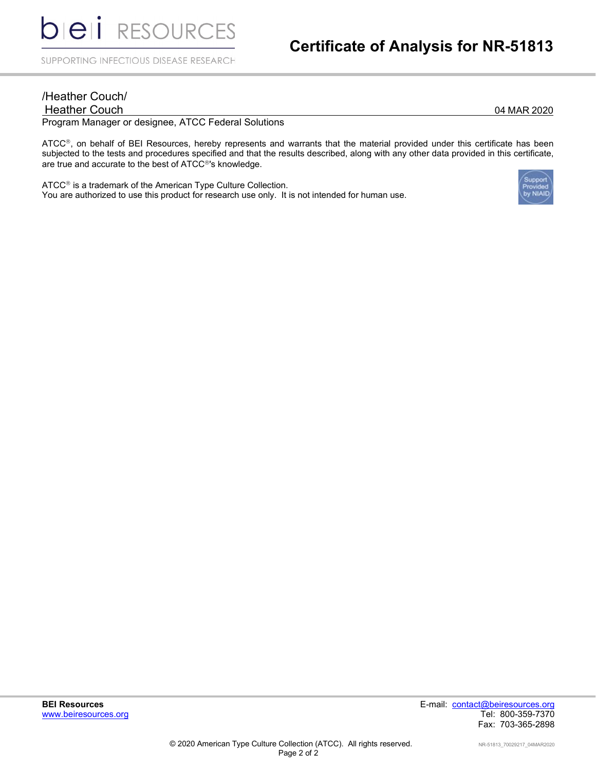/Heather Couch/
Heather Couch 04 MAR 2020

Program Manager or designee, ATCC Federal Solutions

ATCC®, on behalf of BEI Resources, hereby represents and warrants that the material provided under this certificate has been subjected to the tests and procedures specified and that the results described, along with any other data provided in this certificate, are true and accurate to the best of ATCC®'s knowledge.

ATCC® is a trademark of the American Type Culture Collection.
You are authorized to use this product for research use only. It is not intended for human use.

Support Provided by NIAID

**BEI Resources**
www.beiresources.org

E-mail: contact@beiresources.org
Tel: 800-359-7370
Fax: 703-365-2898

© 2020 American Type Culture Collection (ATCC). All rights reserved.

NR-51813_70029217_04MAR2020